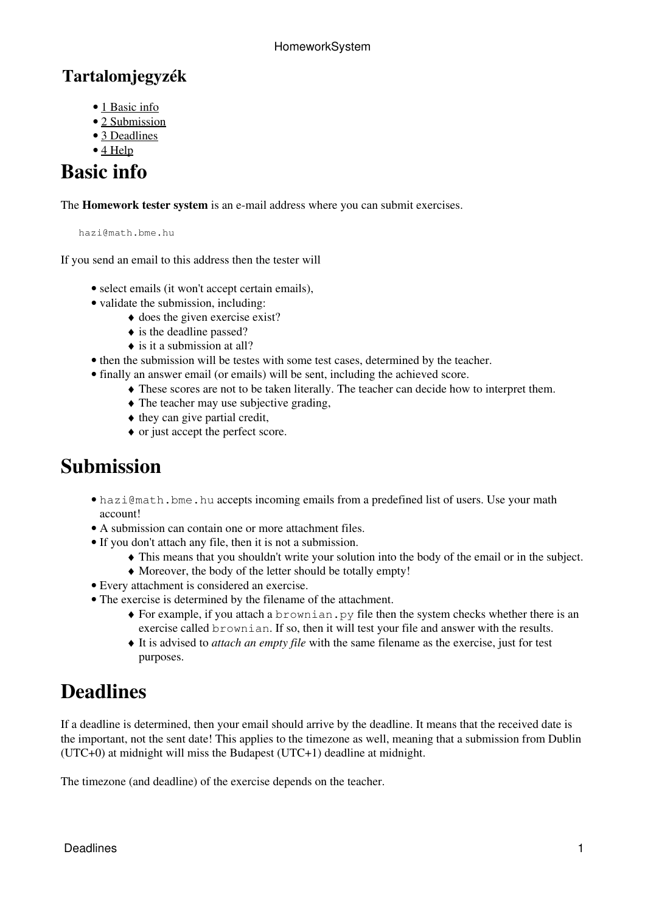## Tartalomjegyzék

- 1 Basic info
- 2 Submission
- 3 Deadlines
- 4 Help

# Basic info

The **Homework tester system** is an e-mail address where you can submit exercises.

```
hazi@math.bme.hu
```

If you send an email to this address then the tester will

- select emails (it won't accept certain emails),
- validate the submission, including:
  - does the given exercise exist?
  - is the deadline passed?
  - is it a submission at all?
- then the submission will be testes with some test cases, determined by the teacher.
- finally an answer email (or emails) will be sent, including the achieved score.
  - These scores are not to be taken literally. The teacher can decide how to interpret them.
  - The teacher may use subjective grading,
  - they can give partial credit,
  - or just accept the perfect score.

# Submission

- `hazi@math.bme.hu` accepts incoming emails from a predefined list of users. Use your math account!
- A submission can contain one or more attachment files.
- If you don't attach any file, then it is not a submission.
  - This means that you shouldn't write your solution into the body of the email or in the subject.
  - Moreover, the body of the letter should be totally empty!
- Every attachment is considered an exercise.
- The exercise is determined by the filename of the attachment.
  - For example, if you attach a `brownian.py` file then the system checks whether there is an exercise called `brownian`. If so, then it will test your file and answer with the results.
  - It is advised to *attach an empty file* with the same filename as the exercise, just for test purposes.

# Deadlines

If a deadline is determined, then your email should arrive by the deadline. It means that the received date is the important, not the sent date! This applies to the timezone as well, meaning that a submission from Dublin (UTC+0) at midnight will miss the Budapest (UTC+1) deadline at midnight.

The timezone (and deadline) of the exercise depends on the teacher.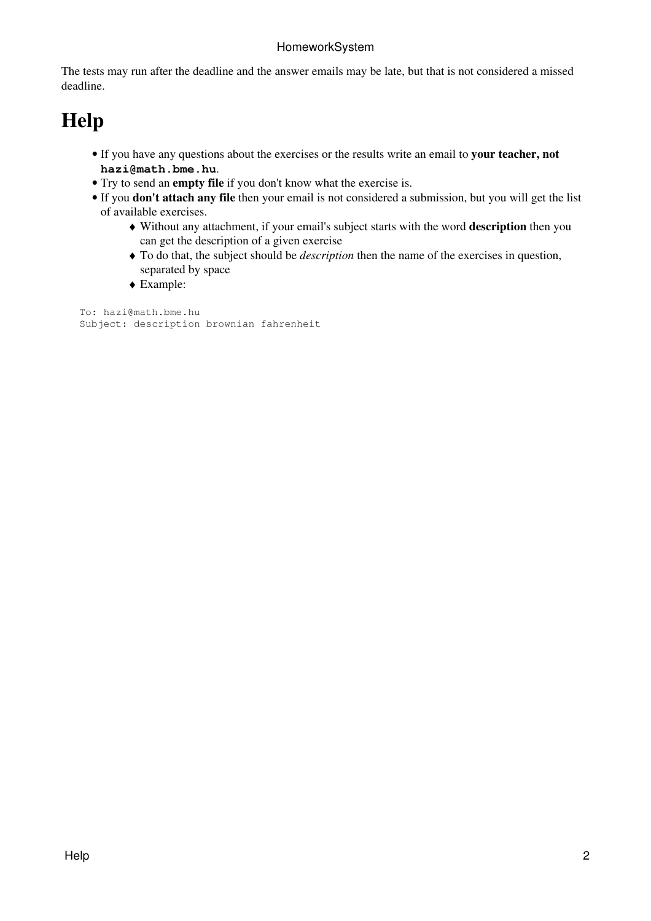The tests may run after the deadline and the answer emails may be late, but that is not considered a missed deadline.

# Help

- If you have any questions about the exercises or the results write an email to **your teacher, not `hazi@math.bme.hu`**.
- Try to send an **empty file** if you don't know what the exercise is.
- If you **don't attach any file** then your email is not considered a submission, but you will get the list of available exercises.
    - Without any attachment, if your email's subject starts with the word **description** then you can get the description of a given exercise
    - To do that, the subject should be *description* then the name of the exercises in question, separated by space
    - Example:

```
To: hazi@math.bme.hu
Subject: description brownian fahrenheit
```